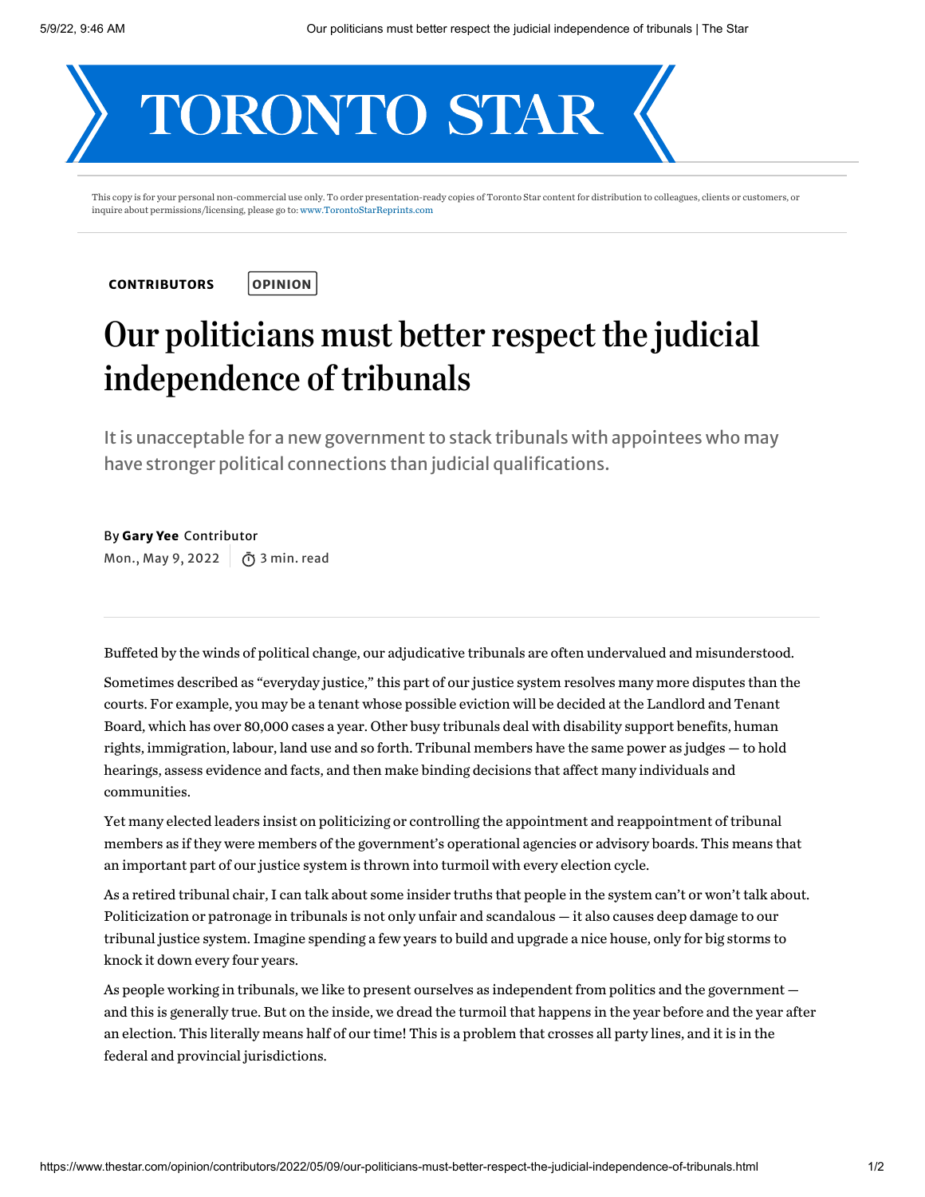# TORONTO STAR

This copy is for your personal non-commercial use only. To order presentation-ready copies of Toronto Star content for distribution to colleagues, clients or customers, or inquire about permissions/licensing, please go to: www.TorontoStarReprints.com

**CONTRIBUTORS** **OPINION**

# Our politicians must better respect the judicial independence of tribunals

It is unacceptable for a new government to stack tribunals with appointees who may have stronger political connections than judicial qualifications.

By **Gary Yee** Contributor
Mon., May 9, 2022 | 3 min. read

Buffeted by the winds of political change, our adjudicative tribunals are often undervalued and misunderstood.

Sometimes described as "everyday justice," this part of our justice system resolves many more disputes than the courts. For example, you may be a tenant whose possible eviction will be decided at the Landlord and Tenant Board, which has over 80,000 cases a year. Other busy tribunals deal with disability support benefits, human rights, immigration, labour, land use and so forth. Tribunal members have the same power as judges — to hold hearings, assess evidence and facts, and then make binding decisions that affect many individuals and communities.

Yet many elected leaders insist on politicizing or controlling the appointment and reappointment of tribunal members as if they were members of the government's operational agencies or advisory boards. This means that an important part of our justice system is thrown into turmoil with every election cycle.

As a retired tribunal chair, I can talk about some insider truths that people in the system can't or won't talk about. Politicization or patronage in tribunals is not only unfair and scandalous — it also causes deep damage to our tribunal justice system. Imagine spending a few years to build and upgrade a nice house, only for big storms to knock it down every four years.

As people working in tribunals, we like to present ourselves as independent from politics and the government — and this is generally true. But on the inside, we dread the turmoil that happens in the year before and the year after an election. This literally means half of our time! This is a problem that crosses all party lines, and it is in the federal and provincial jurisdictions.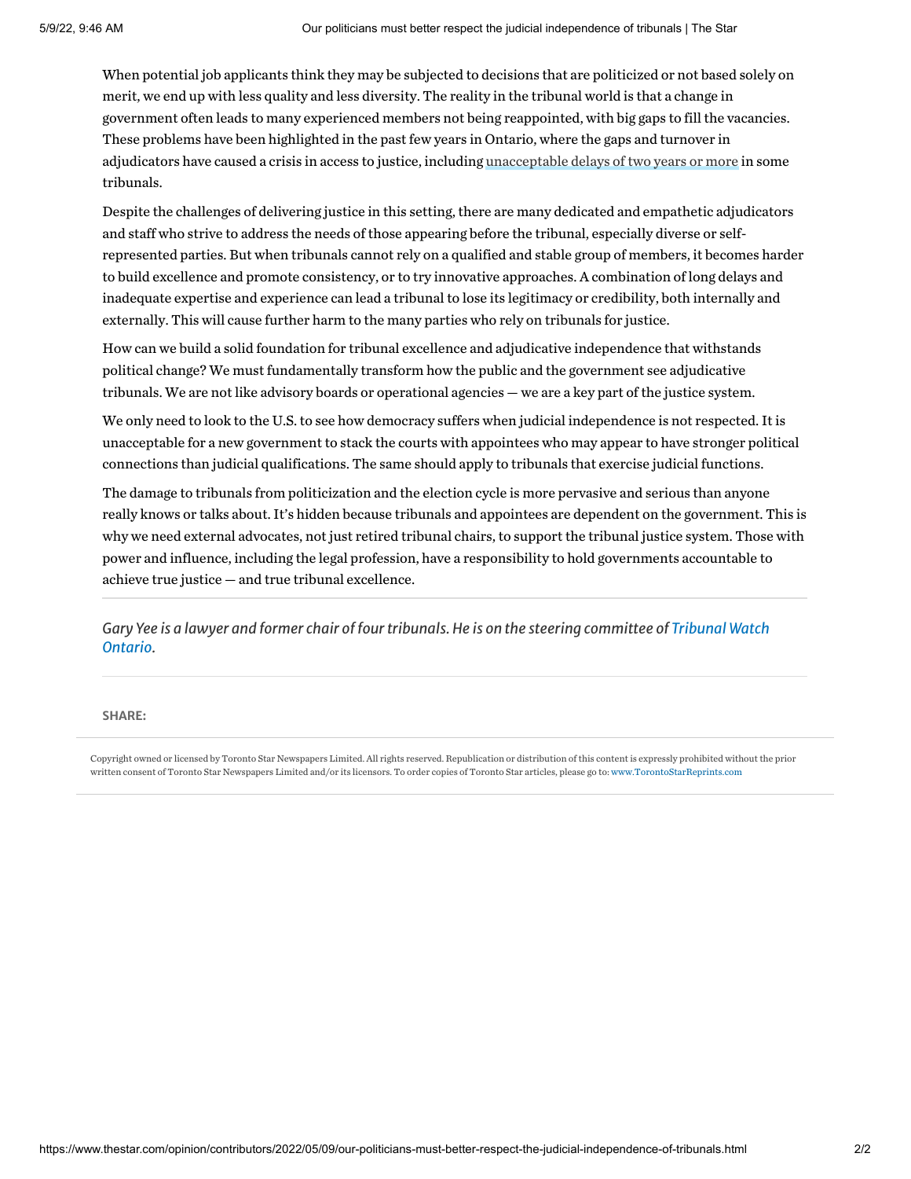When potential job applicants think they may be subjected to decisions that are politicized or not based solely on merit, we end up with less quality and less diversity. The reality in the tribunal world is that a change in government often leads to many experienced members not being reappointed, with big gaps to fill the vacancies. These problems have been highlighted in the past few years in Ontario, where the gaps and turnover in adjudicators have caused a crisis in access to justice, including unacceptable delays of two years or more in some tribunals.

Despite the challenges of delivering justice in this setting, there are many dedicated and empathetic adjudicators and staff who strive to address the needs of those appearing before the tribunal, especially diverse or self-represented parties. But when tribunals cannot rely on a qualified and stable group of members, it becomes harder to build excellence and promote consistency, or to try innovative approaches. A combination of long delays and inadequate expertise and experience can lead a tribunal to lose its legitimacy or credibility, both internally and externally. This will cause further harm to the many parties who rely on tribunals for justice.

How can we build a solid foundation for tribunal excellence and adjudicative independence that withstands political change? We must fundamentally transform how the public and the government see adjudicative tribunals. We are not like advisory boards or operational agencies — we are a key part of the justice system.

We only need to look to the U.S. to see how democracy suffers when judicial independence is not respected. It is unacceptable for a new government to stack the courts with appointees who may appear to have stronger political connections than judicial qualifications. The same should apply to tribunals that exercise judicial functions.

The damage to tribunals from politicization and the election cycle is more pervasive and serious than anyone really knows or talks about. It's hidden because tribunals and appointees are dependent on the government. This is why we need external advocates, not just retired tribunal chairs, to support the tribunal justice system. Those with power and influence, including the legal profession, have a responsibility to hold governments accountable to achieve true justice — and true tribunal excellence.

---

*Gary Yee is a lawyer and former chair of four tribunals. He is on the steering committee of Tribunal Watch Ontario.*

---

**SHARE:**

Copyright owned or licensed by Toronto Star Newspapers Limited. All rights reserved. Republication or distribution of this content is expressly prohibited without the prior written consent of Toronto Star Newspapers Limited and/or its licensors. To order copies of Toronto Star articles, please go to: www.TorontoStarReprints.com